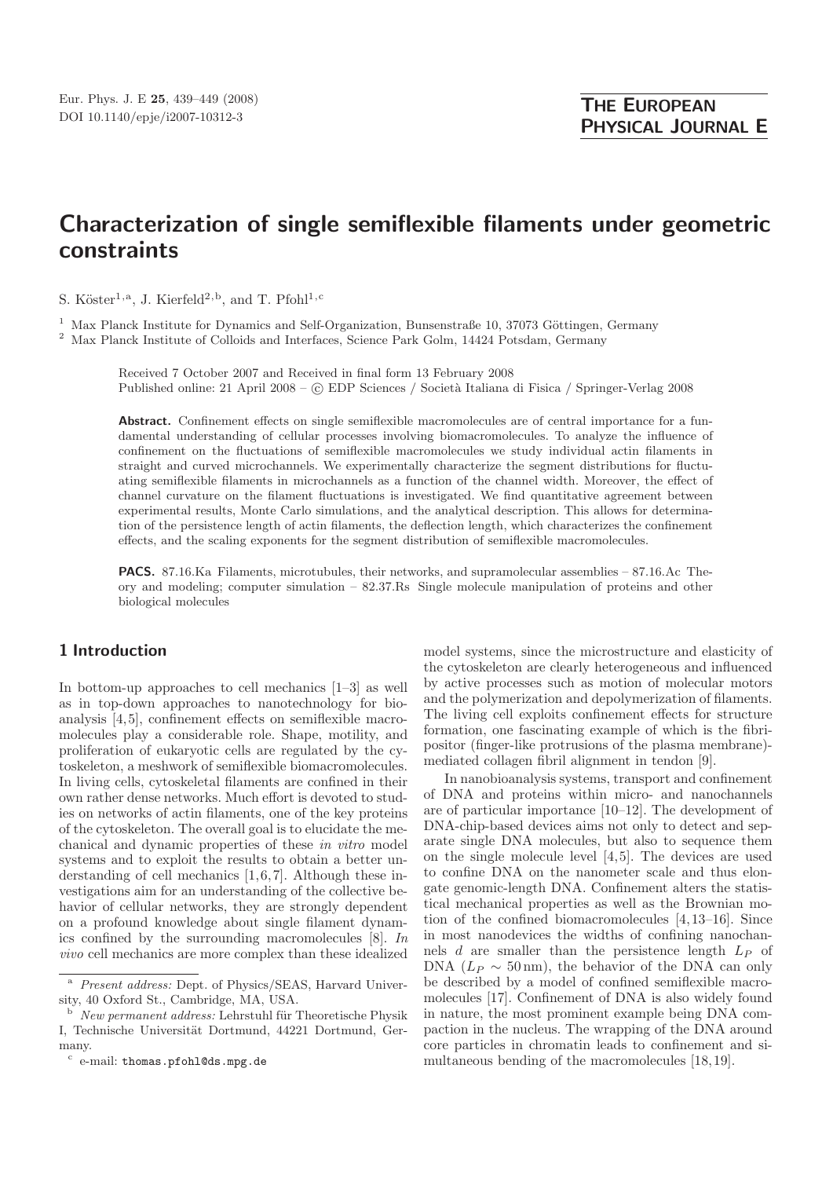# Characterization of single semiflexible filaments under geometric constraints

S. Köster[1,a], J. Kierfeld[2,b], and T. Pfohl[1,c]

[1] Max Planck Institute for Dynamics and Self-Organization, Bunsenstraße 10, 37073 Göttingen, Germany
[2] Max Planck Institute of Colloids and Interfaces, Science Park Golm, 14424 Potsdam, Germany

Received 7 October 2007 and Received in final form 13 February 2008
Published online: 21 April 2008 – © EDP Sciences / Società Italiana di Fisica / Springer-Verlag 2008

**Abstract.** Confinement effects on single semiflexible macromolecules are of central importance for a fundamental understanding of cellular processes involving biomacromolecules. To analyze the influence of confinement on the fluctuations of semiflexible macromolecules we study individual actin filaments in straight and curved microchannels. We experimentally characterize the segment distributions for fluctuating semiflexible filaments in microchannels as a function of the channel width. Moreover, the effect of channel curvature on the filament fluctuations is investigated. We find quantitative agreement between experimental results, Monte Carlo simulations, and the analytical description. This allows for determination of the persistence length of actin filaments, the deflection length, which characterizes the confinement effects, and the scaling exponents for the segment distribution of semiflexible macromolecules.

**PACS.** 87.16.Ka Filaments, microtubules, their networks, and supramolecular assemblies – 87.16.Ac Theory and modeling; computer simulation – 82.37.Rs Single molecule manipulation of proteins and other biological molecules

## 1 Introduction

In bottom-up approaches to cell mechanics [1–3] as well as in top-down approaches to nanotechnology for bioanalysis [4,5], confinement effects on semiflexible macromolecules play a considerable role. Shape, motility, and proliferation of eukaryotic cells are regulated by the cytoskeleton, a meshwork of semiflexible biomacromolecules. In living cells, cytoskeletal filaments are confined in their own rather dense networks. Much effort is devoted to studies on networks of actin filaments, one of the key proteins of the cytoskeleton. The overall goal is to elucidate the mechanical and dynamic properties of these *in vitro* model systems and to exploit the results to obtain a better understanding of cell mechanics [1,6,7]. Although these investigations aim for an understanding of the collective behavior of cellular networks, they are strongly dependent on a profound knowledge about single filament dynamics confined by the surrounding macromolecules [8]. *In vivo* cell mechanics are more complex than these idealized model systems, since the microstructure and elasticity of the cytoskeleton are clearly heterogeneous and influenced by active processes such as motion of molecular motors and the polymerization and depolymerization of filaments. The living cell exploits confinement effects for structure formation, one fascinating example of which is the fibripositor (finger-like protrusions of the plasma membrane)-mediated collagen fibril alignment in tendon [9].

In nanobioanalysis systems, transport and confinement of DNA and proteins within micro- and nanochannels are of particular importance [10–12]. The development of DNA-chip-based devices aims not only to detect and separate single DNA molecules, but also to sequence them on the single molecule level [4,5]. The devices are used to confine DNA on the nanometer scale and thus elongate genomic-length DNA. Confinement alters the statistical mechanical properties as well as the Brownian motion of the confined biomacromolecules [4,13–16]. Since in most nanodevices the widths of confining nanochannels $d$ are smaller than the persistence length $L_P$ of DNA ($L_P \sim 50\,\text{nm}$), the behavior of the DNA can only be described by a model of confined semiflexible macromolecules [17]. Confinement of DNA is also widely found in nature, the most prominent example being DNA compaction in the nucleus. The wrapping of the DNA around core particles in chromatin leads to confinement and simultaneous bending of the macromolecules [18,19].

---

[a] *Present address:* Dept. of Physics/SEAS, Harvard University, 40 Oxford St., Cambridge, MA, USA.

[b] *New permanent address:* Lehrstuhl für Theoretische Physik I, Technische Universität Dortmund, 44221 Dortmund, Germany.

[c] e-mail: thomas.pfohl@ds.mpg.de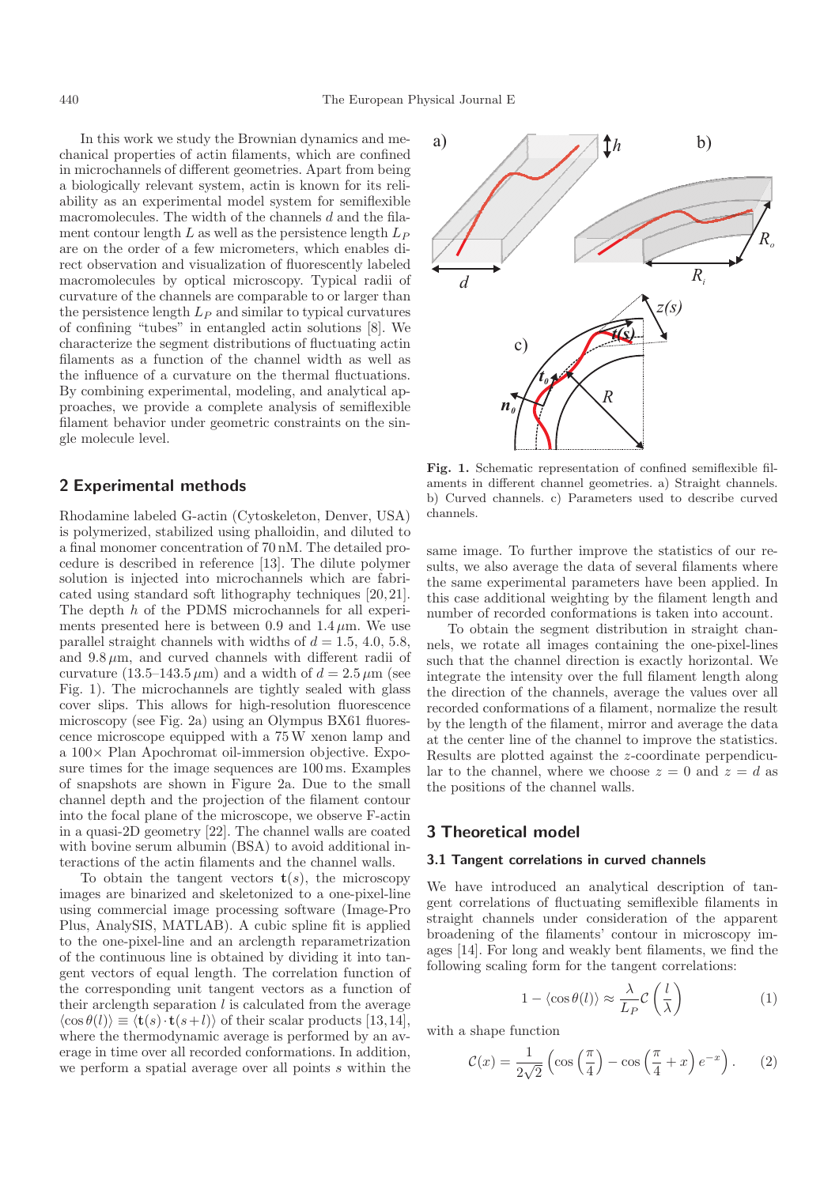In this work we study the Brownian dynamics and mechanical properties of actin filaments, which are confined in microchannels of different geometries. Apart from being a biologically relevant system, actin is known for its reliability as an experimental model system for semiflexible macromolecules. The width of the channels $d$ and the filament contour length $L$ as well as the persistence length $L_P$ are on the order of a few micrometers, which enables direct observation and visualization of fluorescently labeled macromolecules by optical microscopy. Typical radii of curvature of the channels are comparable to or larger than the persistence length $L_P$ and similar to typical curvatures of confining "tubes" in entangled actin solutions [8]. We characterize the segment distributions of fluctuating actin filaments as a function of the channel width as well as the influence of a curvature on the thermal fluctuations. By combining experimental, modeling, and analytical approaches, we provide a complete analysis of semiflexible filament behavior under geometric constraints on the single molecule level.

## 2 Experimental methods

Rhodamine labeled G-actin (Cytoskeleton, Denver, USA) is polymerized, stabilized using phalloidin, and diluted to a final monomer concentration of 70 nM. The detailed procedure is described in reference [13]. The dilute polymer solution is injected into microchannels which are fabricated using standard soft lithography techniques [20,21]. The depth $h$ of the PDMS microchannels for all experiments presented here is between 0.9 and 1.4 $\mu$m. We use parallel straight channels with widths of $d = 1.5$, 4.0, 5.8, and 9.8 $\mu$m, and curved channels with different radii of curvature (13.5–143.5 $\mu$m) and a width of $d = 2.5\,\mu$m (see Fig. 1). The microchannels are tightly sealed with glass cover slips. This allows for high-resolution fluorescence microscopy (see Fig. 2a) using an Olympus BX61 fluorescence microscope equipped with a 75 W xenon lamp and a 100× Plan Apochromat oil-immersion objective. Exposure times for the image sequences are 100 ms. Examples of snapshots are shown in Figure 2a. Due to the small channel depth and the projection of the filament contour into the focal plane of the microscope, we observe F-actin in a quasi-2D geometry [22]. The channel walls are coated with bovine serum albumin (BSA) to avoid additional interactions of the actin filaments and the channel walls.

To obtain the tangent vectors $\mathbf{t}(s)$, the microscopy images are binarized and skeletonized to a one-pixel-line using commercial image processing software (Image-Pro Plus, AnalySIS, MATLAB). A cubic spline fit is applied to the one-pixel-line and an arclength reparametrization of the continuous line is obtained by dividing it into tangent vectors of equal length. The correlation function of the corresponding unit tangent vectors as a function of their arclength separation $l$ is calculated from the average $\langle \cos\theta(l)\rangle \equiv \langle \mathbf{t}(s)\cdot\mathbf{t}(s+l)\rangle$ of their scalar products [13,14], where the thermodynamic average is performed by an average in time over all recorded conformations. In addition, we perform a spatial average over all points $s$ within the same image. To further improve the statistics of our results, we also average the data of several filaments where the same experimental parameters have been applied. In this case additional weighting by the filament length and number of recorded conformations is taken into account.

To obtain the segment distribution in straight channels, we rotate all images containing the one-pixel-lines such that the channel direction is exactly horizontal. We integrate the intensity over the full filament length along the direction of the channels, average the values over all recorded conformations of a filament, normalize the result by the length of the filament, mirror and average the data at the center line of the channel to improve the statistics. Results are plotted against the $z$-coordinate perpendicular to the channel, where we choose $z = 0$ and $z = d$ as the positions of the channel walls.

**Fig. 1.** Schematic representation of confined semiflexible filaments in different channel geometries. a) Straight channels. b) Curved channels. c) Parameters used to describe curved channels.

## 3 Theoretical model

### 3.1 Tangent correlations in curved channels

We have introduced an analytical description of tangent correlations of fluctuating semiflexible filaments in straight channels under consideration of the apparent broadening of the filaments' contour in microscopy images [14]. For long and weakly bent filaments, we find the following scaling form for the tangent correlations:

$$1 - \langle \cos\theta(l)\rangle \approx \frac{\lambda}{L_P}\mathcal{C}\left(\frac{l}{\lambda}\right) \tag{1}$$

with a shape function

$$\mathcal{C}(x) = \frac{1}{2\sqrt{2}}\left(\cos\left(\frac{\pi}{4}\right) - \cos\left(\frac{\pi}{4}+x\right)e^{-x}\right). \tag{2}$$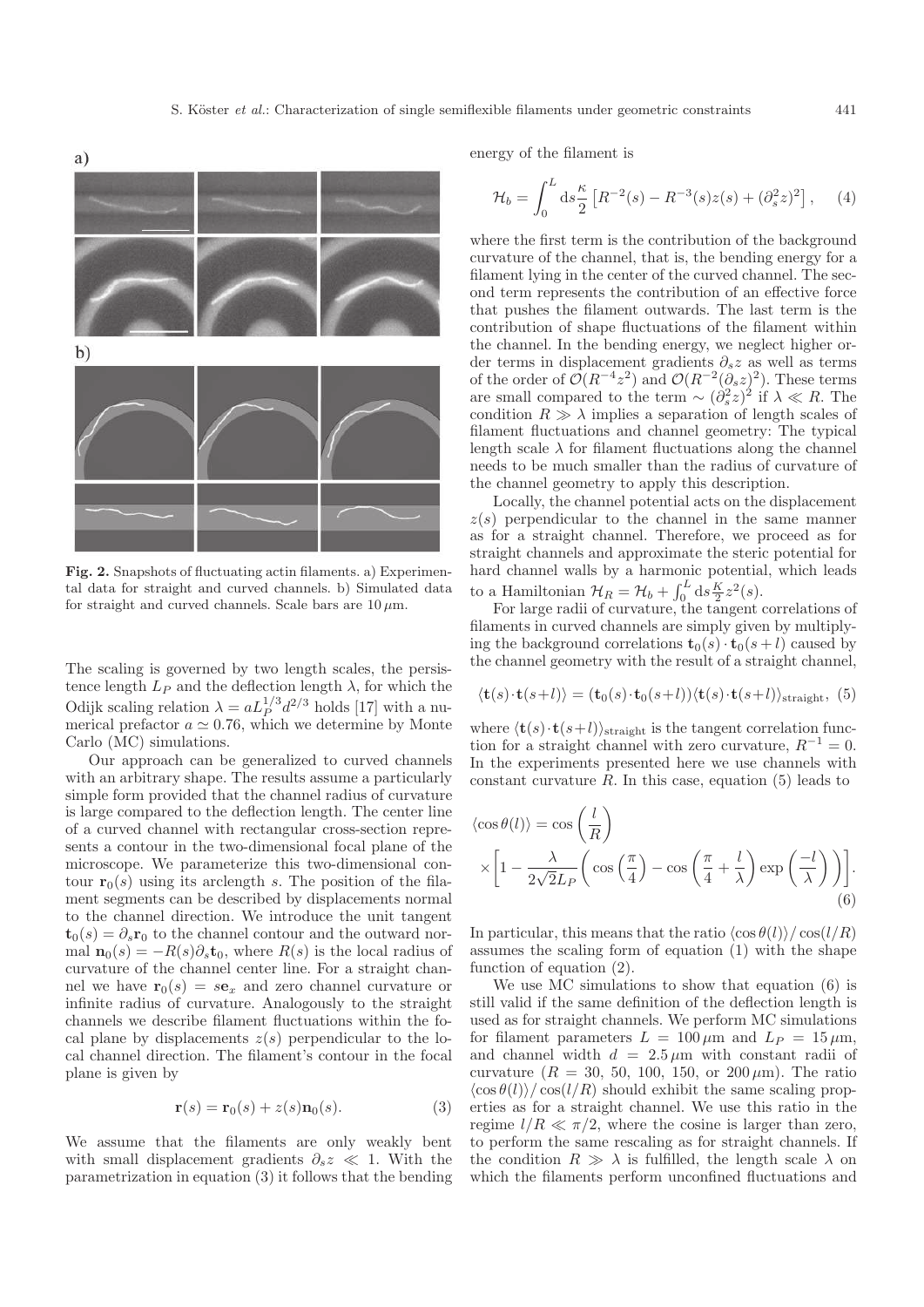**Fig. 2.** Snapshots of fluctuating actin filaments. a) Experimental data for straight and curved channels. b) Simulated data for straight and curved channels. Scale bars are $10\,\mu$m.

The scaling is governed by two length scales, the persistence length $L_P$ and the deflection length $\lambda$, for which the Odijk scaling relation $\lambda = aL_P^{1/3}d^{2/3}$ holds [17] with a numerical prefactor $a \simeq 0.76$, which we determine by Monte Carlo (MC) simulations.

Our approach can be generalized to curved channels with an arbitrary shape. The results assume a particularly simple form provided that the channel radius of curvature is large compared to the deflection length. The center line of a curved channel with rectangular cross-section represents a contour in the two-dimensional focal plane of the microscope. We parameterize this two-dimensional contour $\mathbf{r}_0(s)$ using its arclength $s$. The position of the filament segments can be described by displacements normal to the channel direction. We introduce the unit tangent $\mathbf{t}_0(s) = \partial_s \mathbf{r}_0$ to the channel contour and the outward normal $\mathbf{n}_0(s) = -R(s)\partial_s \mathbf{t}_0$, where $R(s)$ is the local radius of curvature of the channel center line. For a straight channel we have $\mathbf{r}_0(s) = s\mathbf{e}_x$ and zero channel curvature or infinite radius of curvature. Analogously to the straight channels we describe filament fluctuations within the focal plane by displacements $z(s)$ perpendicular to the local channel direction. The filament's contour in the focal plane is given by

$$\mathbf{r}(s) = \mathbf{r}_0(s) + z(s)\mathbf{n}_0(s). \tag{3}$$

We assume that the filaments are only weakly bent with small displacement gradients $\partial_s z \ll 1$. With the parametrization in equation (3) it follows that the bending energy of the filament is

$$\mathcal{H}_b = \int_0^L \mathrm{d}s \frac{\kappa}{2}\left[R^{-2}(s) - R^{-3}(s)z(s) + (\partial_s^2 z)^2\right], \tag{4}$$

where the first term is the contribution of the background curvature of the channel, that is, the bending energy for a filament lying in the center of the curved channel. The second term represents the contribution of an effective force that pushes the filament outwards. The last term is the contribution of shape fluctuations of the filament within the channel. In the bending energy, we neglect higher order terms in displacement gradients $\partial_s z$ as well as terms of the order of $\mathcal{O}(R^{-4}z^2)$ and $\mathcal{O}(R^{-2}(\partial_s z)^2)$. These terms are small compared to the term $\sim (\partial_s^2 z)^2$ if $\lambda \ll R$. The condition $R \gg \lambda$ implies a separation of length scales of filament fluctuations and channel geometry: The typical length scale $\lambda$ for filament fluctuations along the channel needs to be much smaller than the radius of curvature of the channel geometry to apply this description.

Locally, the channel potential acts on the displacement $z(s)$ perpendicular to the channel in the same manner as for a straight channel. Therefore, we proceed as for straight channels and approximate the steric potential for hard channel walls by a harmonic potential, which leads to a Hamiltonian $\mathcal{H}_R = \mathcal{H}_b + \int_0^L \mathrm{d}s \frac{K}{2} z^2(s)$.

For large radii of curvature, the tangent correlations of filaments in curved channels are simply given by multiplying the background correlations $\mathbf{t}_0(s)\cdot\mathbf{t}_0(s+l)$ caused by the channel geometry with the result of a straight channel,

$$\langle \mathbf{t}(s)\cdot\mathbf{t}(s+l)\rangle = (\mathbf{t}_0(s)\cdot\mathbf{t}_0(s+l))\langle \mathbf{t}(s)\cdot\mathbf{t}(s+l)\rangle_{\text{straight}}, \tag{5}$$

where $\langle \mathbf{t}(s)\cdot\mathbf{t}(s+l)\rangle_{\text{straight}}$ is the tangent correlation function for a straight channel with zero curvature, $R^{-1} = 0$. In the experiments presented here we use channels with constant curvature $R$. In this case, equation (5) leads to

$$\langle \cos\theta(l)\rangle = \cos\left(\frac{l}{R}\right) \times\left[1 - \frac{\lambda}{2\sqrt{2}L_P}\left(\cos\left(\frac{\pi}{4}\right) - \cos\left(\frac{\pi}{4} + \frac{l}{\lambda}\right)\exp\left(\frac{-l}{\lambda}\right)\right)\right]. \tag{6}$$

In particular, this means that the ratio $\langle\cos\theta(l)\rangle/\cos(l/R)$ assumes the scaling form of equation (1) with the shape function of equation (2).

We use MC simulations to show that equation (6) is still valid if the same definition of the deflection length is used as for straight channels. We perform MC simulations for filament parameters $L = 100\,\mu$m and $L_P = 15\,\mu$m, and channel width $d = 2.5\,\mu$m with constant radii of curvature ($R = 30$, $50$, $100$, $150$, or $200\,\mu$m). The ratio $\langle\cos\theta(l)\rangle/\cos(l/R)$ should exhibit the same scaling properties as for a straight channel. We use this ratio in the regime $l/R \ll \pi/2$, where the cosine is larger than zero, to perform the same rescaling as for straight channels. If the condition $R \gg \lambda$ is fulfilled, the length scale $\lambda$ on which the filaments perform unconfined fluctuations and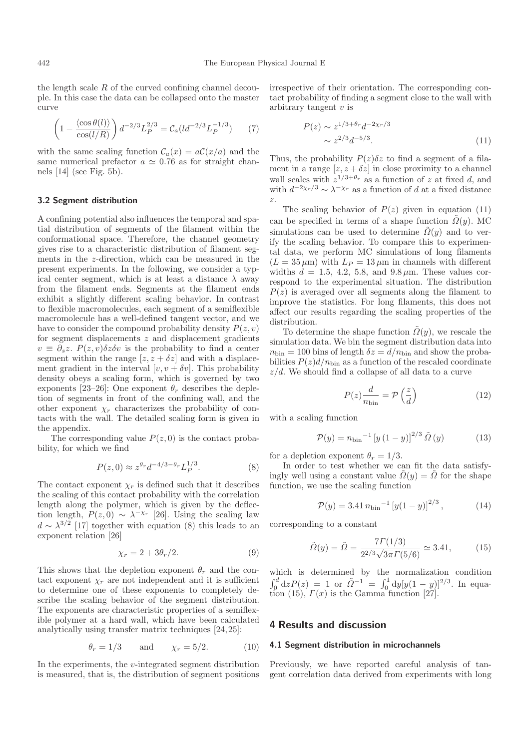the length scale $R$ of the curved confining channel decouple. In this case the data can be collapsed onto the master curve

$$\left(1 - \frac{\langle \cos\theta(l)\rangle}{\cos(l/R)}\right) d^{-2/3} L_P^{2/3} = \mathcal{C}_a(l d^{-2/3} L_P^{-1/3}) \qquad (7)$$

with the same scaling function $\mathcal{C}_a(x) = a\mathcal{C}(x/a)$ and the same numerical prefactor $a \simeq 0.76$ as for straight channels [14] (see Fig. 5b).

### 3.2 Segment distribution

A confining potential also influences the temporal and spatial distribution of segments of the filament within the conformational space. Therefore, the channel geometry gives rise to a characteristic distribution of filament segments in the $z$-direction, which can be measured in the present experiments. In the following, we consider a typical center segment, which is at least a distance $\lambda$ away from the filament ends. Segments at the filament ends exhibit a slightly different scaling behavior. In contrast to flexible macromolecules, each segment of a semiflexible macromolecule has a well-defined tangent vector, and we have to consider the compound probability density $P(z, v)$ for segment displacements $z$ and displacement gradients $v \equiv \partial_s z$. $P(z, v)\delta z \delta v$ is the probability to find a center segment within the range $[z, z + \delta z]$ and with a displacement gradient in the interval $[v, v + \delta v]$. This probability density obeys a scaling form, which is governed by two exponents [23–26]: One exponent $\theta_r$ describes the depletion of segments in front of the confining wall, and the other exponent $\chi_r$ characterizes the probability of contacts with the wall. The detailed scaling form is given in the appendix.

The corresponding value $P(z, 0)$ is the contact probability, for which we find

$$P(z, 0) \approx z^{\theta_r} d^{-4/3-\theta_r} L_P^{1/3}. \qquad (8)$$

The contact exponent $\chi_r$ is defined such that it describes the scaling of this contact probability with the correlation length along the polymer, which is given by the deflection length, $P(z, 0) \sim \lambda^{-\chi_r}$ [26]. Using the scaling law $d \sim \lambda^{3/2}$ [17] together with equation (8) this leads to an exponent relation [26]

$$\chi_r = 2 + 3\theta_r/2. \qquad (9)$$

This shows that the depletion exponent $\theta_r$ and the contact exponent $\chi_r$ are not independent and it is sufficient to determine one of these exponents to completely describe the scaling behavior of the segment distribution. The exponents are characteristic properties of a semiflexible polymer at a hard wall, which have been calculated analytically using transfer matrix techniques [24,25]:

$$\theta_r = 1/3 \qquad \text{and} \qquad \chi_r = 5/2. \qquad (10)$$

In the experiments, the $v$-integrated segment distribution is measured, that is, the distribution of segment positions irrespective of their orientation. The corresponding contact probability of finding a segment close to the wall with arbitrary tangent $v$ is

$$\begin{aligned} P(z) &\sim z^{1/3+\theta_r} d^{-2\chi_r/3} \\ &\sim z^{2/3} d^{-5/3}. \end{aligned} \qquad (11)$$

Thus, the probability $P(z)\delta z$ to find a segment of a filament in a range $[z, z + \delta z]$ in close proximity to a channel wall scales with $z^{1/3+\theta_r}$ as a function of $z$ at fixed $d$, and with $d^{-2\chi_r/3} \sim \lambda^{-\chi_r}$ as a function of $d$ at a fixed distance $z$.

The scaling behavior of $P(z)$ given in equation (11) can be specified in terms of a shape function $\tilde{\Omega}(y)$. MC simulations can be used to determine $\tilde{\Omega}(y)$ and to verify the scaling behavior. To compare this to experimental data, we perform MC simulations of long filaments ($L = 35\,\mu$m) with $L_P = 13\,\mu$m in channels with different widths $d = 1.5$, 4.2, 5.8, and $9.8\,\mu$m. These values correspond to the experimental situation. The distribution $P(z)$ is averaged over all segments along the filament to improve the statistics. For long filaments, this does not affect our results regarding the scaling properties of the distribution.

To determine the shape function $\tilde{\Omega}(y)$, we rescale the simulation data. We bin the segment distribution data into $n_{\text{bin}} = 100$ bins of length $\delta z = d/n_{\text{bin}}$ and show the probabilities $P(z)d/n_{\text{bin}}$ as a function of the rescaled coordinate $z/d$. We should find a collapse of all data to a curve

$$P(z)\frac{d}{n_{\text{bin}}} = \mathcal{P}\left(\frac{z}{d}\right) \qquad (12)$$

with a scaling function

$$\mathcal{P}(y) = {n_{\text{bin}}}^{-1} \left[y\,(1-y)\right]^{2/3} \tilde{\Omega}\,(y) \qquad (13)$$

for a depletion exponent $\theta_r = 1/3$.

In order to test whether we can fit the data satisfyingly well using a constant value $\tilde{\Omega}(y) = \tilde{\Omega}$ for the shape function, we use the scaling function

$$\mathcal{P}(y) = 3.41\, {n_{\text{bin}}}^{-1} \left[y(1-y)\right]^{2/3}, \qquad (14)$$

corresponding to a constant

$$\tilde{\Omega}(y) = \tilde{\Omega} = \frac{7\Gamma(1/3)}{2^{2/3}\sqrt{3\pi}\,\Gamma(5/6)} \simeq 3.41, \qquad (15)$$

which is determined by the normalization condition $\int_0^d \mathrm{d}z P(z) = 1$ or $\tilde{\Omega}^{-1} = \int_0^1 \mathrm{d}y [y(1-y)]^{2/3}$. In equation (15), $\Gamma(x)$ is the Gamma function [27].

## 4 Results and discussion

### 4.1 Segment distribution in microchannels

Previously, we have reported careful analysis of tangent correlation data derived from experiments with long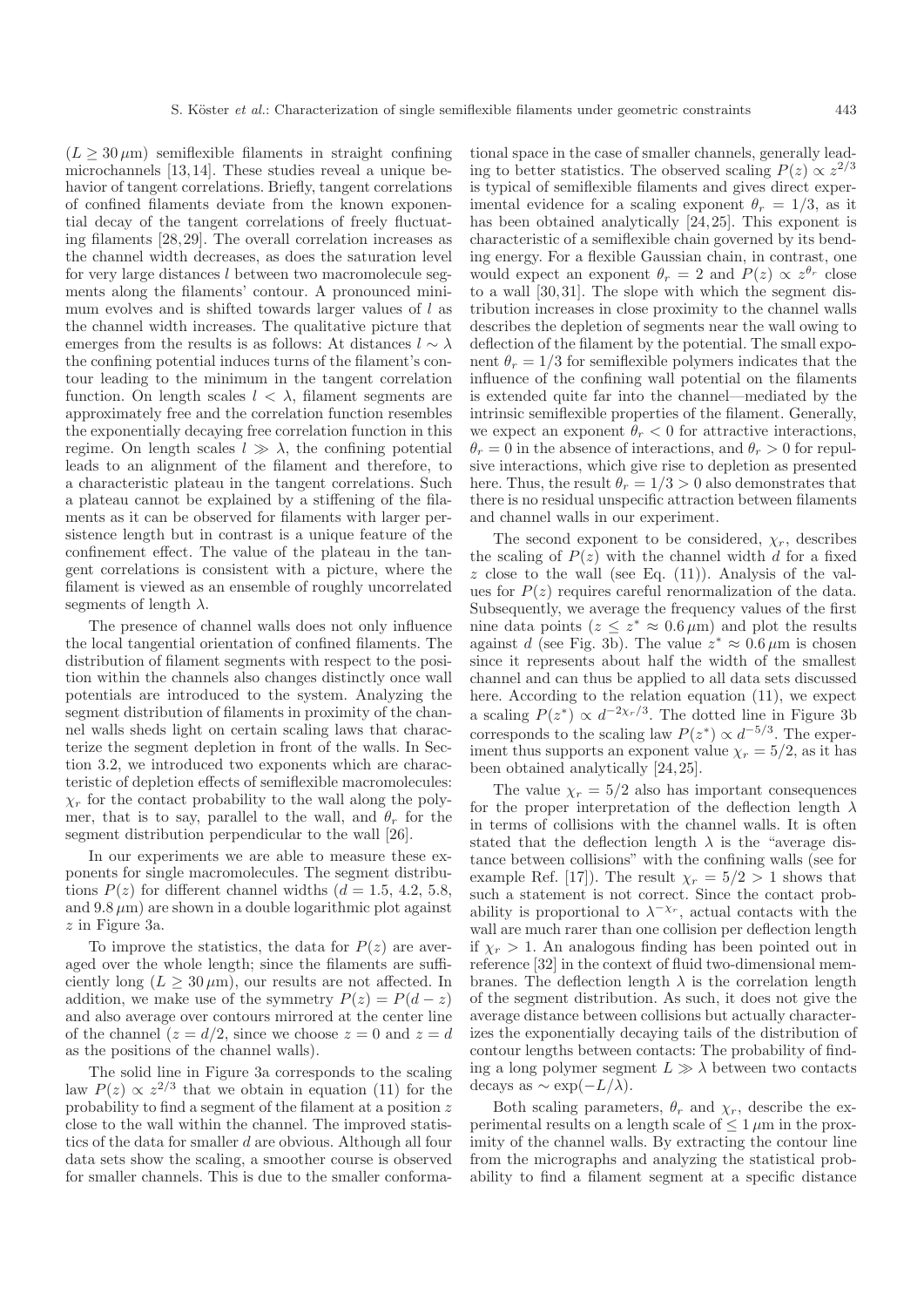($L \geq 30\,\mu$m) semiflexible filaments in straight confining microchannels [13,14]. These studies reveal a unique behavior of tangent correlations. Briefly, tangent correlations of confined filaments deviate from the known exponential decay of the tangent correlations of freely fluctuating filaments [28,29]. The overall correlation increases as the channel width decreases, as does the saturation level for very large distances $l$ between two macromolecule segments along the filaments' contour. A pronounced minimum evolves and is shifted towards larger values of $l$ as the channel width increases. The qualitative picture that emerges from the results is as follows: At distances $l \sim \lambda$ the confining potential induces turns of the filament's contour leading to the minimum in the tangent correlation function. On length scales $l < \lambda$, filament segments are approximately free and the correlation function resembles the exponentially decaying free correlation function in this regime. On length scales $l \gg \lambda$, the confining potential leads to an alignment of the filament and therefore, to a characteristic plateau in the tangent correlations. Such a plateau cannot be explained by a stiffening of the filaments as it can be observed for filaments with larger persistence length but in contrast is a unique feature of the confinement effect. The value of the plateau in the tangent correlations is consistent with a picture, where the filament is viewed as an ensemble of roughly uncorrelated segments of length $\lambda$.

The presence of channel walls does not only influence the local tangential orientation of confined filaments. The distribution of filament segments with respect to the position within the channels also changes distinctly once wall potentials are introduced to the system. Analyzing the segment distribution of filaments in proximity of the channel walls sheds light on certain scaling laws that characterize the segment depletion in front of the walls. In Section 3.2, we introduced two exponents which are characteristic of depletion effects of semiflexible macromolecules: $\chi_r$ for the contact probability to the wall along the polymer, that is to say, parallel to the wall, and $\theta_r$ for the segment distribution perpendicular to the wall [26].

In our experiments we are able to measure these exponents for single macromolecules. The segment distributions $P(z)$ for different channel widths ($d = 1.5$, 4.2, 5.8, and $9.8\,\mu$m) are shown in a double logarithmic plot against $z$ in Figure 3a.

To improve the statistics, the data for $P(z)$ are averaged over the whole length; since the filaments are sufficiently long ($L \geq 30\,\mu$m), our results are not affected. In addition, we make use of the symmetry $P(z) = P(d - z)$ and also average over contours mirrored at the center line of the channel ($z = d/2$, since we choose $z = 0$ and $z = d$ as the positions of the channel walls).

The solid line in Figure 3a corresponds to the scaling law $P(z) \propto z^{2/3}$ that we obtain in equation (11) for the probability to find a segment of the filament at a position $z$ close to the wall within the channel. The improved statistics of the data for smaller $d$ are obvious. Although all four data sets show the scaling, a smoother course is observed for smaller channels. This is due to the smaller conformational space in the case of smaller channels, generally leading to better statistics. The observed scaling $P(z) \propto z^{2/3}$ is typical of semiflexible filaments and gives direct experimental evidence for a scaling exponent $\theta_r = 1/3$, as it has been obtained analytically [24,25]. This exponent is characteristic of a semiflexible chain governed by its bending energy. For a flexible Gaussian chain, in contrast, one would expect an exponent $\theta_r = 2$ and $P(z) \propto z^{\theta_r}$ close to a wall [30,31]. The slope with which the segment distribution increases in close proximity to the channel walls describes the depletion of segments near the wall owing to deflection of the filament by the potential. The small exponent $\theta_r = 1/3$ for semiflexible polymers indicates that the influence of the confining wall potential on the filaments is extended quite far into the channel—mediated by the intrinsic semiflexible properties of the filament. Generally, we expect an exponent $\theta_r < 0$ for attractive interactions, $\theta_r = 0$ in the absence of interactions, and $\theta_r > 0$ for repulsive interactions, which give rise to depletion as presented here. Thus, the result $\theta_r = 1/3 > 0$ also demonstrates that there is no residual unspecific attraction between filaments and channel walls in our experiment.

The second exponent to be considered, $\chi_r$, describes the scaling of $P(z)$ with the channel width $d$ for a fixed $z$ close to the wall (see Eq. (11)). Analysis of the values for $P(z)$ requires careful renormalization of the data. Subsequently, we average the frequency values of the first nine data points ($z \leq z^* \approx 0.6\,\mu$m) and plot the results against $d$ (see Fig. 3b). The value $z^* \approx 0.6\,\mu$m is chosen since it represents about half the width of the smallest channel and can thus be applied to all data sets discussed here. According to the relation equation (11), we expect a scaling $P(z^*) \propto d^{-2\chi_r/3}$. The dotted line in Figure 3b corresponds to the scaling law $P(z^*) \propto d^{-5/3}$. The experiment thus supports an exponent value $\chi_r = 5/2$, as it has been obtained analytically [24,25].

The value $\chi_r = 5/2$ also has important consequences for the proper interpretation of the deflection length $\lambda$ in terms of collisions with the channel walls. It is often stated that the deflection length $\lambda$ is the "average distance between collisions" with the confining walls (see for example Ref. [17]). The result $\chi_r = 5/2 > 1$ shows that such a statement is not correct. Since the contact probability is proportional to $\lambda^{-\chi_r}$, actual contacts with the wall are much rarer than one collision per deflection length if $\chi_r > 1$. An analogous finding has been pointed out in reference [32] in the context of fluid two-dimensional membranes. The deflection length $\lambda$ is the correlation length of the segment distribution. As such, it does not give the average distance between collisions but actually characterizes the exponentially decaying tails of the distribution of contour lengths between contacts: The probability of finding a long polymer segment $L \gg \lambda$ between two contacts decays as $\sim \exp(-L/\lambda)$.

Both scaling parameters, $\theta_r$ and $\chi_r$, describe the experimental results on a length scale of $\leq 1\,\mu$m in the proximity of the channel walls. By extracting the contour line from the micrographs and analyzing the statistical probability to find a filament segment at a specific distance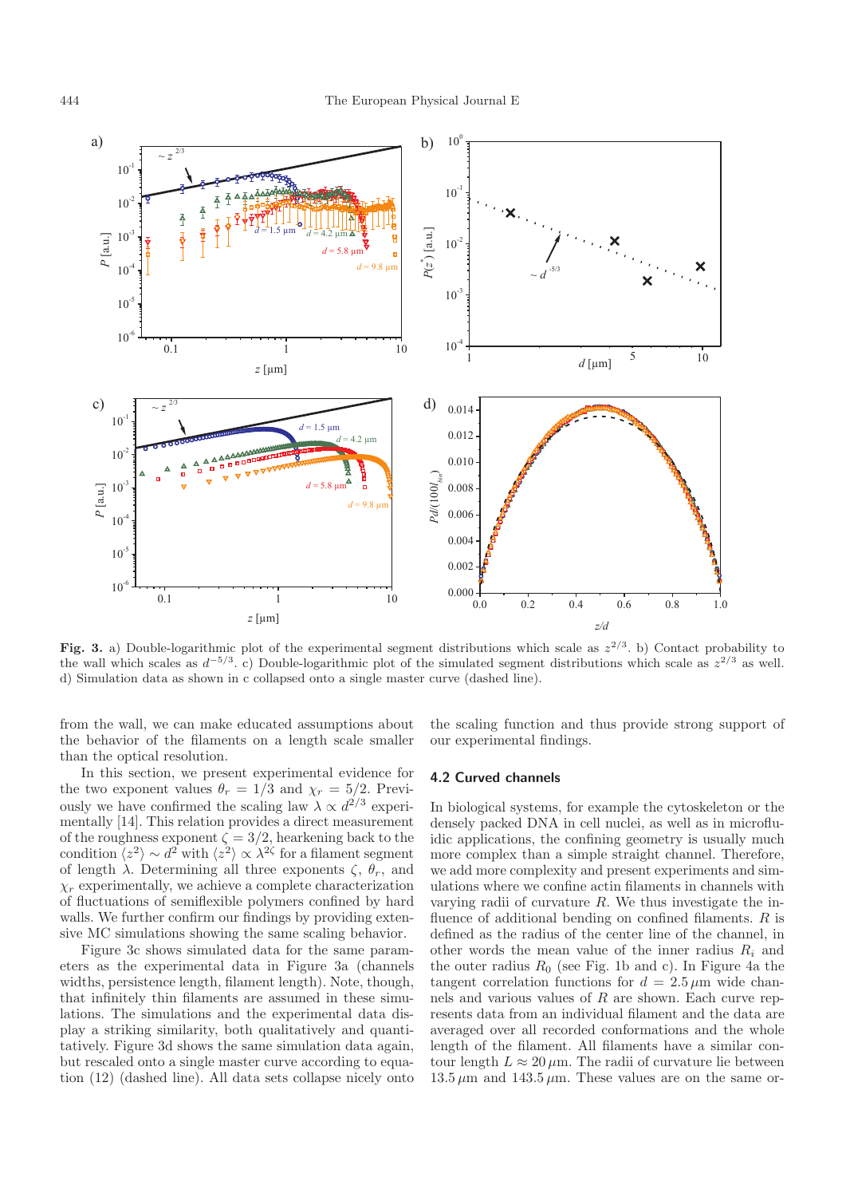**Fig. 3.** a) Double-logarithmic plot of the experimental segment distributions which scale as $z^{2/3}$. b) Contact probability to the wall which scales as $d^{-5/3}$. c) Double-logarithmic plot of the simulated segment distributions which scale as $z^{2/3}$ as well. d) Simulation data as shown in c collapsed onto a single master curve (dashed line).

from the wall, we can make educated assumptions about the behavior of the filaments on a length scale smaller than the optical resolution.

In this section, we present experimental evidence for the two exponent values $\theta_r = 1/3$ and $\chi_r = 5/2$. Previously we have confirmed the scaling law $\lambda \propto d^{2/3}$ experimentally [14]. This relation provides a direct measurement of the roughness exponent $\zeta = 3/2$, hearkening back to the condition $\langle z^2 \rangle \sim d^2$ with $\langle z^2 \rangle \propto \lambda^{2\zeta}$ for a filament segment of length $\lambda$. Determining all three exponents $\zeta$, $\theta_r$, and $\chi_r$ experimentally, we achieve a complete characterization of fluctuations of semiflexible polymers confined by hard walls. We further confirm our findings by providing extensive MC simulations showing the same scaling behavior.

Figure 3c shows simulated data for the same parameters as the experimental data in Figure 3a (channels widths, persistence length, filament length). Note, though, that infinitely thin filaments are assumed in these simulations. The simulations and the experimental data display a striking similarity, both qualitatively and quantitatively. Figure 3d shows the same simulation data again, but rescaled onto a single master curve according to equation (12) (dashed line). All data sets collapse nicely onto the scaling function and thus provide strong support of our experimental findings.

### 4.2 Curved channels

In biological systems, for example the cytoskeleton or the densely packed DNA in cell nuclei, as well as in microfluidic applications, the confining geometry is usually much more complex than a simple straight channel. Therefore, we add more complexity and present experiments and simulations where we confine actin filaments in channels with varying radii of curvature $R$. We thus investigate the influence of additional bending on confined filaments. $R$ is defined as the radius of the center line of the channel, in other words the mean value of the inner radius $R_i$ and the outer radius $R_0$ (see Fig. 1b and c). In Figure 4a the tangent correlation functions for $d = 2.5\,\mu$m wide channels and various values of $R$ are shown. Each curve represents data from an individual filament and the data are averaged over all recorded conformations and the whole length of the filament. All filaments have a similar contour length $L \approx 20\,\mu$m. The radii of curvature lie between $13.5\,\mu$m and $143.5\,\mu$m. These values are on the same or-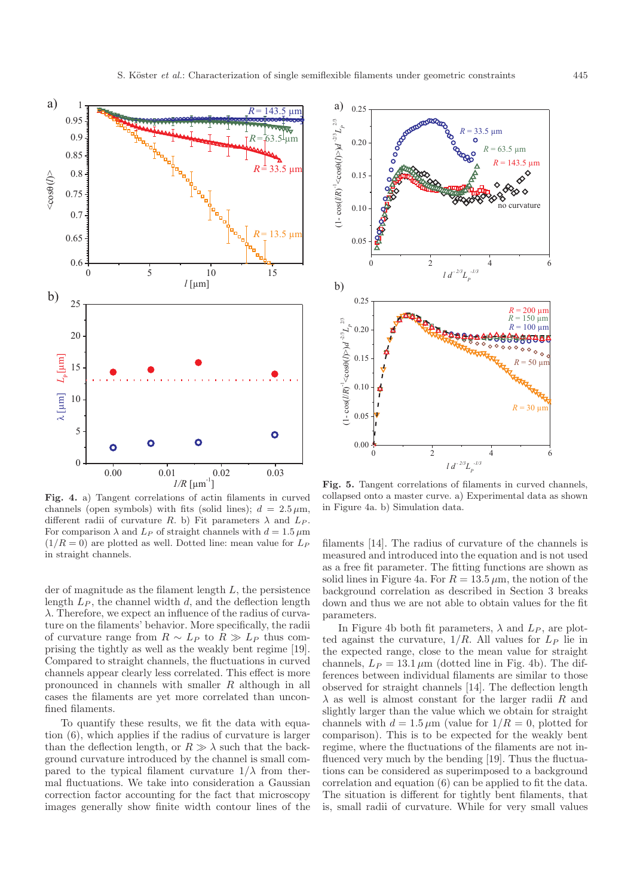**Fig. 4.** a) Tangent correlations of actin filaments in curved channels (open symbols) with fits (solid lines); $d = 2.5\,\mu$m, different radii of curvature $R$. b) Fit parameters $\lambda$ and $L_P$. For comparison $\lambda$ and $L_P$ of straight channels with $d = 1.5\,\mu$m ($1/R = 0$) are plotted as well. Dotted line: mean value for $L_P$ in straight channels.

der of magnitude as the filament length $L$, the persistence length $L_P$, the channel width $d$, and the deflection length $\lambda$. Therefore, we expect an influence of the radius of curvature on the filaments' behavior. More specifically, the radii of curvature range from $R \sim L_P$ to $R \gg L_P$ thus comprising the tightly as well as the weakly bent regime [19]. Compared to straight channels, the fluctuations in curved channels appear clearly less correlated. This effect is more pronounced in channels with smaller $R$ although in all cases the filaments are yet more correlated than unconfined filaments.

To quantify these results, we fit the data with equation (6), which applies if the radius of curvature is larger than the deflection length, or $R \gg \lambda$ such that the background curvature introduced by the channel is small compared to the typical filament curvature $1/\lambda$ from thermal fluctuations. We take into consideration a Gaussian correction factor accounting for the fact that microscopy images generally show finite width contour lines of the filaments [14]. The radius of curvature of the channels is measured and introduced into the equation and is not used as a free fit parameter. The fitting functions are shown as solid lines in Figure 4a. For $R = 13.5\,\mu$m, the notion of the background correlation as described in Section 3 breaks down and thus we are not able to obtain values for the fit parameters.

In Figure 4b both fit parameters, $\lambda$ and $L_P$, are plotted against the curvature, $1/R$. All values for $L_P$ lie in the expected range, close to the mean value for straight channels, $L_P = 13.1\,\mu$m (dotted line in Fig. 4b). The differences between individual filaments are similar to those observed for straight channels [14]. The deflection length $\lambda$ as well is almost constant for the larger radii $R$ and slightly larger than the value which we obtain for straight channels with $d = 1.5\,\mu$m (value for $1/R = 0$, plotted for comparison). This is to be expected for the weakly bent regime, where the fluctuations of the filaments are not influenced very much by the bending [19]. Thus the fluctuations can be considered as superimposed to a background correlation and equation (6) can be applied to fit the data. The situation is different for tightly bent filaments, that is, small radii of curvature. While for very small values

**Fig. 5.** Tangent correlations of filaments in curved channels, collapsed onto a master curve. a) Experimental data as shown in Figure 4a. b) Simulation data.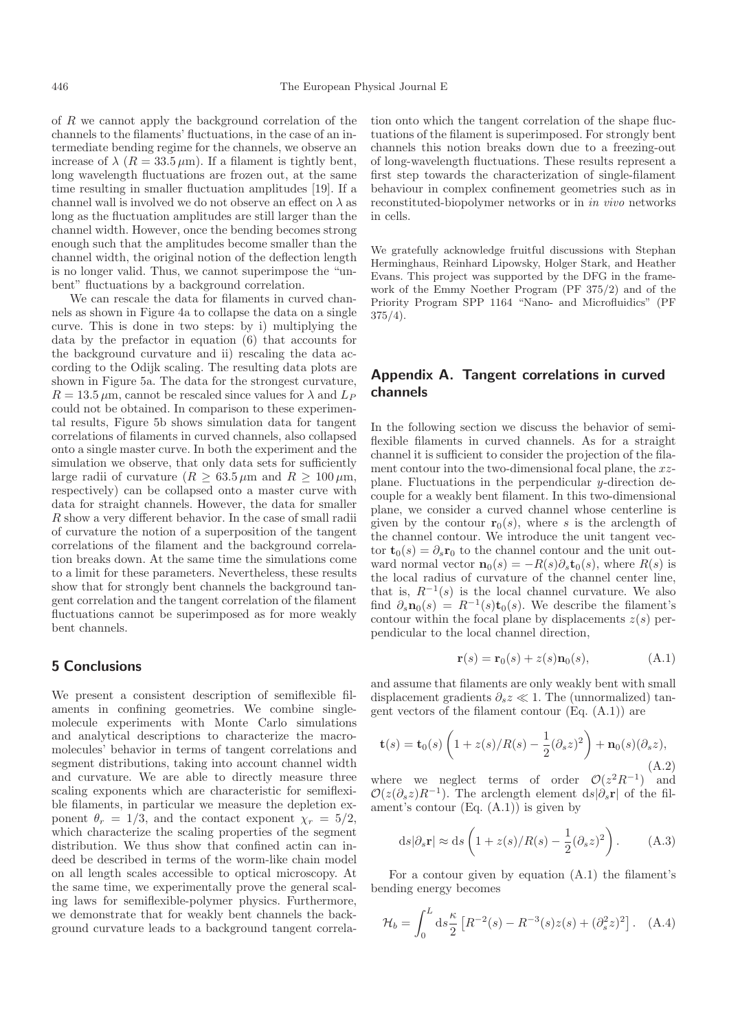of $R$ we cannot apply the background correlation of the channels to the filaments' fluctuations, in the case of an intermediate bending regime for the channels, we observe an increase of $\lambda$ ($R = 33.5\,\mu$m). If a filament is tightly bent, long wavelength fluctuations are frozen out, at the same time resulting in smaller fluctuation amplitudes [19]. If a channel wall is involved we do not observe an effect on $\lambda$ as long as the fluctuation amplitudes are still larger than the channel width. However, once the bending becomes strong enough such that the amplitudes become smaller than the channel width, the original notion of the deflection length is no longer valid. Thus, we cannot superimpose the "unbent" fluctuations by a background correlation.

We can rescale the data for filaments in curved channels as shown in Figure 4a to collapse the data on a single curve. This is done in two steps: by i) multiplying the data by the prefactor in equation (6) that accounts for the background curvature and ii) rescaling the data according to the Odijk scaling. The resulting data plots are shown in Figure 5a. The data for the strongest curvature, $R = 13.5\,\mu$m, cannot be rescaled since values for $\lambda$ and $L_P$ could not be obtained. In comparison to these experimental results, Figure 5b shows simulation data for tangent correlations of filaments in curved channels, also collapsed onto a single master curve. In both the experiment and the simulation we observe, that only data sets for sufficiently large radii of curvature ($R \geq 63.5\,\mu$m and $R \geq 100\,\mu$m, respectively) can be collapsed onto a master curve with data for straight channels. However, the data for smaller $R$ show a very different behavior. In the case of small radii of curvature the notion of a superposition of the tangent correlations of the filament and the background correlation breaks down. At the same time the simulations come to a limit for these parameters. Nevertheless, these results show that for strongly bent channels the background tangent correlation and the tangent correlation of the filament fluctuations cannot be superimposed as for more weakly bent channels.

## 5 Conclusions

We present a consistent description of semiflexible filaments in confining geometries. We combine single-molecule experiments with Monte Carlo simulations and analytical descriptions to characterize the macromolecules' behavior in terms of tangent correlations and segment distributions, taking into account channel width and curvature. We are able to directly measure three scaling exponents which are characteristic for semiflexible filaments, in particular we measure the depletion exponent $\theta_r = 1/3$, and the contact exponent $\chi_r = 5/2$, which characterize the scaling properties of the segment distribution. We thus show that confined actin can indeed be described in terms of the worm-like chain model on all length scales accessible to optical microscopy. At the same time, we experimentally prove the general scaling laws for semiflexible-polymer physics. Furthermore, we demonstrate that for weakly bent channels the background curvature leads to a background tangent correlation onto which the tangent correlation of the shape fluctuations of the filament is superimposed. For strongly bent channels this notion breaks down due to a freezing-out of long-wavelength fluctuations. These results represent a first step towards the characterization of single-filament behaviour in complex confinement geometries such as in reconstituted-biopolymer networks or in *in vivo* networks in cells.

We gratefully acknowledge fruitful discussions with Stephan Herminghaus, Reinhard Lipowsky, Holger Stark, and Heather Evans. This project was supported by the DFG in the framework of the Emmy Noether Program (PF 375/2) and of the Priority Program SPP 1164 "Nano- and Microfluidics" (PF 375/4).

## Appendix A. Tangent correlations in curved channels

In the following section we discuss the behavior of semiflexible filaments in curved channels. As for a straight channel it is sufficient to consider the projection of the filament contour into the two-dimensional focal plane, the $xz$-plane. Fluctuations in the perpendicular $y$-direction decouple for a weakly bent filament. In this two-dimensional plane, we consider a curved channel whose centerline is given by the contour $\mathbf{r}_0(s)$, where $s$ is the arclength of the channel contour. We introduce the unit tangent vector $\mathbf{t}_0(s) = \partial_s \mathbf{r}_0$ to the channel contour and the unit outward normal vector $\mathbf{n}_0(s) = -R(s)\partial_s \mathbf{t}_0(s)$, where $R(s)$ is the local radius of curvature of the channel center line, that is, $R^{-1}(s)$ is the local channel curvature. We also find $\partial_s \mathbf{n}_0(s) = R^{-1}(s)\mathbf{t}_0(s)$. We describe the filament's contour within the focal plane by displacements $z(s)$ perpendicular to the local channel direction,

$$\mathbf{r}(s) = \mathbf{r}_0(s) + z(s)\mathbf{n}_0(s), \qquad \text{(A.1)}$$

and assume that filaments are only weakly bent with small displacement gradients $\partial_s z \ll 1$. The (unnormalized) tangent vectors of the filament contour (Eq. (A.1)) are

$$\mathbf{t}(s) = \mathbf{t}_0(s)\left(1 + z(s)/R(s) - \frac{1}{2}(\partial_s z)^2\right) + \mathbf{n}_0(s)(\partial_s z), \qquad \text{(A.2)}$$

where we neglect terms of order $\mathcal{O}(z^2 R^{-1})$ and $\mathcal{O}(z(\partial_s z)R^{-1})$. The arclength element $\mathrm{d}s|\partial_s \mathbf{r}|$ of the filament's contour (Eq. (A.1)) is given by

$$\mathrm{d}s|\partial_s \mathbf{r}| \approx \mathrm{d}s\left(1 + z(s)/R(s) - \frac{1}{2}(\partial_s z)^2\right). \qquad \text{(A.3)}$$

For a contour given by equation (A.1) the filament's bending energy becomes

$$\mathcal{H}_b = \int_0^L \mathrm{d}s \frac{\kappa}{2}\left[R^{-2}(s) - R^{-3}(s)z(s) + (\partial_s^2 z)^2\right]. \qquad \text{(A.4)}$$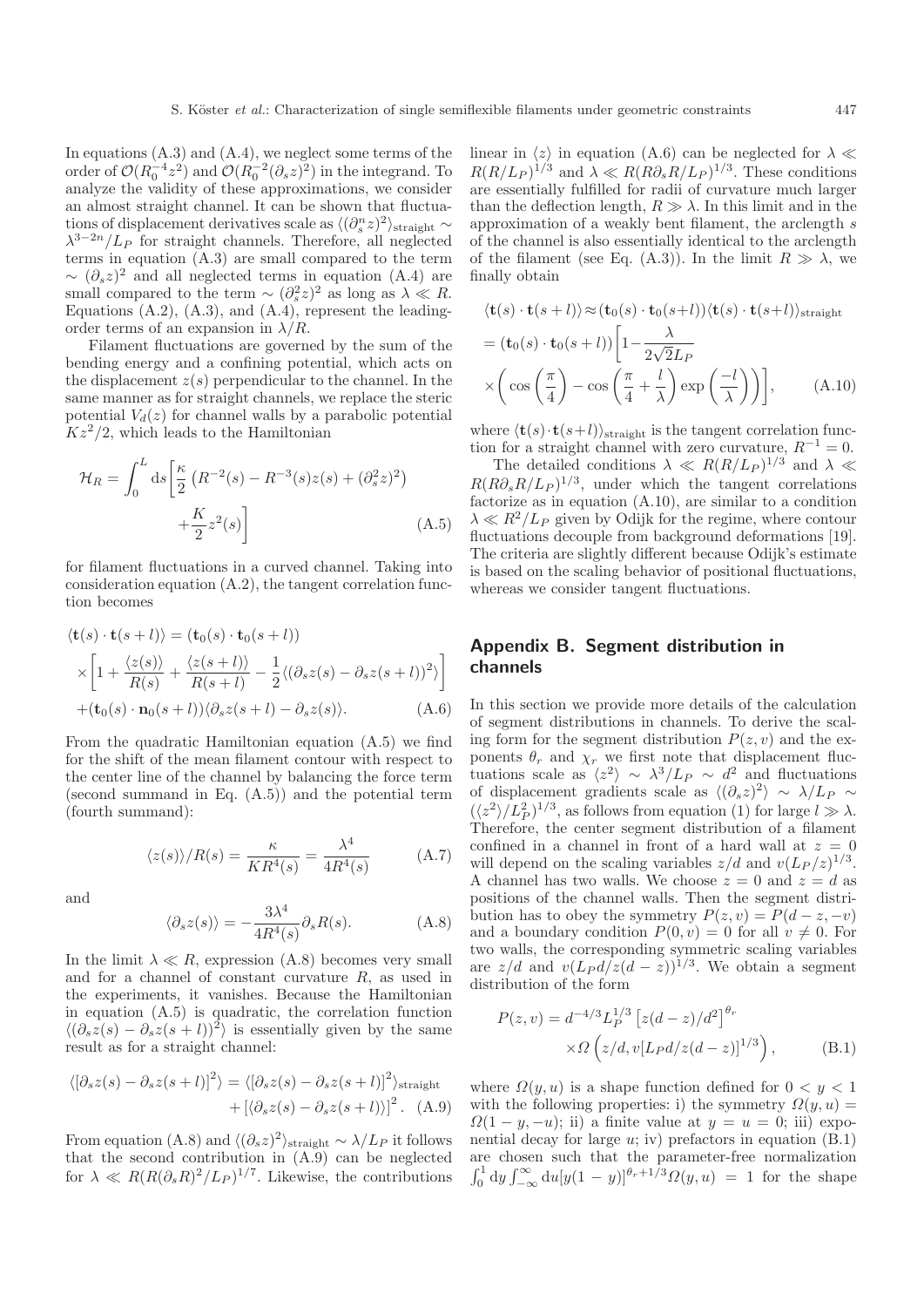In equations (A.3) and (A.4), we neglect some terms of the order of $\mathcal{O}(R_0^{-4}z^2)$ and $\mathcal{O}(R_0^{-2}(\partial_s z)^2)$ in the integrand. To analyze the validity of these approximations, we consider an almost straight channel. It can be shown that fluctuations of displacement derivatives scale as $\langle(\partial_s^n z)^2\rangle_{\text{straight}} \sim \lambda^{3-2n}/L_P$ for straight channels. Therefore, all neglected terms in equation (A.3) are small compared to the term $\sim (\partial_s z)^2$ and all neglected terms in equation (A.4) are small compared to the term $\sim (\partial_s^2 z)^2$ as long as $\lambda \ll R$. Equations (A.2), (A.3), and (A.4), represent the leading-order terms of an expansion in $\lambda/R$.

Filament fluctuations are governed by the sum of the bending energy and a confining potential, which acts on the displacement $z(s)$ perpendicular to the channel. In the same manner as for straight channels, we replace the steric potential $V_d(z)$ for channel walls by a parabolic potential $Kz^2/2$, which leads to the Hamiltonian

$$
\mathcal{H}_R = \int_0^L \mathrm{d}s \left[ \frac{\kappa}{2} \left( R^{-2}(s) - R^{-3}(s) z(s) + (\partial_s^2 z)^2 \right) + \frac{K}{2} z^2(s) \right] \tag{A.5}
$$

for filament fluctuations in a curved channel. Taking into consideration equation (A.2), the tangent correlation function becomes

$$
\begin{aligned}
\langle \mathbf{t}(s) \cdot \mathbf{t}(s+l) \rangle &= (\mathbf{t}_0(s) \cdot \mathbf{t}_0(s+l)) \\
&\times \left[ 1 + \frac{\langle z(s) \rangle}{R(s)} + \frac{\langle z(s+l) \rangle}{R(s+l)} - \frac{1}{2} \langle (\partial_s z(s) - \partial_s z(s+l))^2 \rangle \right] \\
&+ (\mathbf{t}_0(s) \cdot \mathbf{n}_0(s+l)) \langle \partial_s z(s+l) - \partial_s z(s) \rangle.
\end{aligned} \tag{A.6}
$$

From the quadratic Hamiltonian equation (A.5) we find for the shift of the mean filament contour with respect to the center line of the channel by balancing the force term (second summand in Eq. (A.5)) and the potential term (fourth summand):

$$
\langle z(s) \rangle / R(s) = \frac{\kappa}{K R^4(s)} = \frac{\lambda^4}{4R^4(s)} \tag{A.7}
$$

and

$$
\langle \partial_s z(s) \rangle = -\frac{3\lambda^4}{4R^4(s)} \partial_s R(s). \tag{A.8}
$$

In the limit $\lambda \ll R$, expression (A.8) becomes very small and for a channel of constant curvature $R$, as used in the experiments, it vanishes. Because the Hamiltonian in equation (A.5) is quadratic, the correlation function $\langle(\partial_s z(s) - \partial_s z(s+l))^2\rangle$ is essentially given by the same result as for a straight channel:

$$
\begin{aligned}
\langle [\partial_s z(s) - \partial_s z(s+l)]^2 \rangle &= \langle [\partial_s z(s) - \partial_s z(s+l)]^2 \rangle_{\text{straight}} \\
&+ [\langle \partial_s z(s) - \partial_s z(s+l) \rangle]^2.
\end{aligned} \tag{A.9}
$$

From equation (A.8) and $\langle(\partial_s z)^2\rangle_{\text{straight}} \sim \lambda/L_P$ it follows that the second contribution in (A.9) can be neglected for $\lambda \ll R(R(\partial_s R)^2/L_P)^{1/7}$. Likewise, the contributions linear in $\langle z \rangle$ in equation (A.6) can be neglected for $\lambda \ll R(R/L_P)^{1/3}$ and $\lambda \ll R(R\partial_s R/L_P)^{1/3}$. These conditions are essentially fulfilled for radii of curvature much larger than the deflection length, $R \gg \lambda$. In this limit and in the approximation of a weakly bent filament, the arclength $s$ of the channel is also essentially identical to the arclength of the filament (see Eq. (A.3)). In the limit $R \gg \lambda$, we finally obtain

$$
\begin{aligned}
\langle \mathbf{t}(s) \cdot \mathbf{t}(s+l) \rangle &\approx (\mathbf{t}_0(s) \cdot \mathbf{t}_0(s+l)) \langle \mathbf{t}(s) \cdot \mathbf{t}(s+l) \rangle_{\text{straight}} \\
&= (\mathbf{t}_0(s) \cdot \mathbf{t}_0(s+l)) \left[ 1 - \frac{\lambda}{2\sqrt{2}L_P} \right. \\
&\times \left. \left( \cos\left(\frac{\pi}{4}\right) - \cos\left(\frac{\pi}{4} + \frac{l}{\lambda}\right) \exp\left(\frac{-l}{\lambda}\right) \right) \right],
\end{aligned} \tag{A.10}
$$

where $\langle \mathbf{t}(s) \cdot \mathbf{t}(s+l) \rangle_{\text{straight}}$ is the tangent correlation function for a straight channel with zero curvature, $R^{-1} = 0$.

The detailed conditions $\lambda \ll R(R/L_P)^{1/3}$ and $\lambda \ll R(R\partial_s R/L_P)^{1/3}$, under which the tangent correlations factorize as in equation (A.10), are similar to a condition $\lambda \ll R^2/L_P$ given by Odijk for the regime, where contour fluctuations decouple from background deformations [19]. The criteria are slightly different because Odijk's estimate is based on the scaling behavior of positional fluctuations, whereas we consider tangent fluctuations.

## Appendix B. Segment distribution in channels

In this section we provide more details of the calculation of segment distributions in channels. To derive the scaling form for the segment distribution $P(z, v)$ and the exponents $\theta_r$ and $\chi_r$ we first note that displacement fluctuations scale as $\langle z^2 \rangle \sim \lambda^3/L_P \sim d^2$ and fluctuations of displacement gradients scale as $\langle(\partial_s z)^2\rangle \sim \lambda/L_P \sim (\langle z^2\rangle/L_P^2)^{1/3}$, as follows from equation (1) for large $l \gg \lambda$. Therefore, the center segment distribution of a filament confined in a channel in front of a hard wall at $z = 0$ will depend on the scaling variables $z/d$ and $v(L_P/z)^{1/3}$. A channel has two walls. We choose $z = 0$ and $z = d$ as positions of the channel walls. Then the segment distribution has to obey the symmetry $P(z, v) = P(d - z, -v)$ and a boundary condition $P(0, v) = 0$ for all $v \neq 0$. For two walls, the corresponding symmetric scaling variables are $z/d$ and $v(L_P d/z(d - z))^{1/3}$. We obtain a segment distribution of the form

$$
\begin{aligned}
P(z, v) &= d^{-4/3} L_P^{1/3} \left[ z(d - z)/d^2 \right]^{\theta_r} \\
&\times \Omega\left( z/d, v[L_P d/z(d - z)]^{1/3} \right),
\end{aligned} \tag{B.1}
$$

where $\Omega(y, u)$ is a shape function defined for $0 < y < 1$ with the following properties: i) the symmetry $\Omega(y, u) = \Omega(1 - y, -u)$; ii) a finite value at $y = u = 0$; iii) exponential decay for large $u$; iv) prefactors in equation (B.1) are chosen such that the parameter-free normalization $\int_0^1 \mathrm{d}y \int_{-\infty}^{\infty} \mathrm{d}u [y(1 - y)]^{\theta_r + 1/3} \Omega(y, u) = 1$ for the shape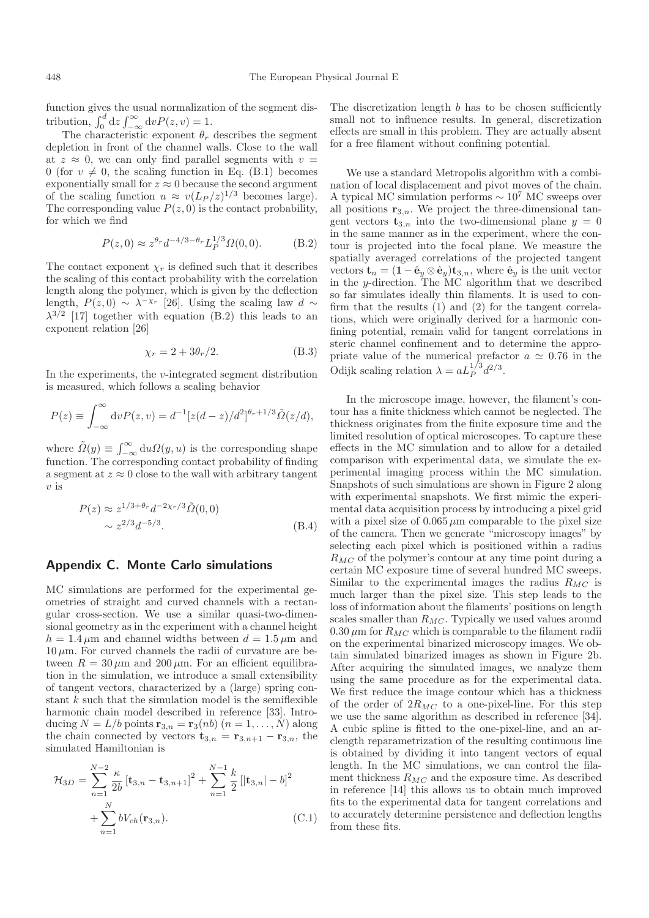function gives the usual normalization of the segment distribution, $\int_0^d dz \int_{-\infty}^{\infty} dv P(z,v) = 1$.

The characteristic exponent $\theta_r$ describes the segment depletion in front of the channel walls. Close to the wall at $z \approx 0$, we can only find parallel segments with $v = 0$ (for $v \neq 0$, the scaling function in Eq. (B.1) becomes exponentially small for $z \approx 0$ because the second argument of the scaling function $u \approx v(L_P/z)^{1/3}$ becomes large). The corresponding value $P(z,0)$ is the contact probability, for which we find

$$P(z,0) \approx z^{\theta_r} d^{-4/3-\theta_r} L_P^{1/3} \Omega(0,0). \tag{B.2}$$

The contact exponent $\chi_r$ is defined such that it describes the scaling of this contact probability with the correlation length along the polymer, which is given by the deflection length, $P(z,0) \sim \lambda^{-\chi_r}$ [26]. Using the scaling law $d \sim \lambda^{3/2}$ [17] together with equation (B.2) this leads to an exponent relation [26]

$$\chi_r = 2 + 3\theta_r/2. \tag{B.3}$$

In the experiments, the $v$-integrated segment distribution is measured, which follows a scaling behavior

$$P(z) \equiv \int_{-\infty}^{\infty} dv P(z,v) = d^{-1}[z(d-z)/d^2]^{\theta_r+1/3} \tilde{\Omega}(z/d),$$

where $\tilde{\Omega}(y) \equiv \int_{-\infty}^{\infty} du \Omega(y,u)$ is the corresponding shape function. The corresponding contact probability of finding a segment at $z \approx 0$ close to the wall with arbitrary tangent $v$ is

$$\begin{aligned} P(z) &\approx z^{1/3+\theta_r} d^{-2\chi_r/3} \tilde{\Omega}(0,0) \\ &\sim z^{2/3} d^{-5/3}. \end{aligned} \tag{B.4}$$

## Appendix C. Monte Carlo simulations

MC simulations are performed for the experimental geometries of straight and curved channels with a rectangular cross-section. We use a similar quasi-two-dimensional geometry as in the experiment with a channel height $h = 1.4\,\mu$m and channel widths between $d = 1.5\,\mu$m and $10\,\mu$m. For curved channels the radii of curvature are between $R = 30\,\mu$m and $200\,\mu$m. For an efficient equilibration in the simulation, we introduce a small extensibility of tangent vectors, characterized by a (large) spring constant $k$ such that the simulation model is the semiflexible harmonic chain model described in reference [33]. Introducing $N = L/b$ points $\mathbf{r}_{3,n} = \mathbf{r}_3(nb)$ $(n = 1,\ldots,N)$ along the chain connected by vectors $\mathbf{t}_{3,n} = \mathbf{r}_{3,n+1} - \mathbf{r}_{3,n}$, the simulated Hamiltonian is

$$\begin{aligned} \mathcal{H}_{3D} = &\sum_{n=1}^{N-2} \frac{\kappa}{2b} \left[\mathbf{t}_{3,n} - \mathbf{t}_{3,n+1}\right]^2 + \sum_{n=1}^{N-1} \frac{k}{2} \left[|\mathbf{t}_{3,n}| - b\right]^2 \\ &+ \sum_{n=1}^{N} b V_{ch}(\mathbf{r}_{3,n}). \end{aligned} \tag{C.1}$$

The discretization length $b$ has to be chosen sufficiently small not to influence results. In general, discretization effects are small in this problem. They are actually absent for a free filament without confining potential.

We use a standard Metropolis algorithm with a combination of local displacement and pivot moves of the chain. A typical MC simulation performs $\sim 10^7$ MC sweeps over all positions $\mathbf{r}_{3,n}$. We project the three-dimensional tangent vectors $\mathbf{t}_{3,n}$ into the two-dimensional plane $y = 0$ in the same manner as in the experiment, where the contour is projected into the focal plane. We measure the spatially averaged correlations of the projected tangent vectors $\mathbf{t}_n = (\mathbf{1} - \hat{\mathbf{e}}_y \otimes \hat{\mathbf{e}}_y)\mathbf{t}_{3,n}$, where $\hat{\mathbf{e}}_y$ is the unit vector in the $y$-direction. The MC algorithm that we described so far simulates ideally thin filaments. It is used to confirm that the results (1) and (2) for the tangent correlations, which were originally derived for a harmonic confining potential, remain valid for tangent correlations in steric channel confinement and to determine the appropriate value of the numerical prefactor $a \simeq 0.76$ in the Odijk scaling relation $\lambda = aL_P^{1/3}d^{2/3}$.

In the microscope image, however, the filament's contour has a finite thickness which cannot be neglected. The thickness originates from the finite exposure time and the limited resolution of optical microscopes. To capture these effects in the MC simulation and to allow for a detailed comparison with experimental data, we simulate the experimental imaging process within the MC simulation. Snapshots of such simulations are shown in Figure 2 along with experimental snapshots. We first mimic the experimental data acquisition process by introducing a pixel grid with a pixel size of $0.065\,\mu$m comparable to the pixel size of the camera. Then we generate "microscopy images" by selecting each pixel which is positioned within a radius $R_{MC}$ of the polymer's contour at any time point during a certain MC exposure time of several hundred MC sweeps. Similar to the experimental images the radius $R_{MC}$ is much larger than the pixel size. This step leads to the loss of information about the filaments' positions on length scales smaller than $R_{MC}$. Typically we used values around $0.30\,\mu$m for $R_{MC}$ which is comparable to the filament radii on the experimental binarized microscopy images. We obtain simulated binarized images as shown in Figure 2b. After acquiring the simulated images, we analyze them using the same procedure as for the experimental data. We first reduce the image contour which has a thickness of the order of $2R_{MC}$ to a one-pixel-line. For this step we use the same algorithm as described in reference [34]. A cubic spline is fitted to the one-pixel-line, and an arc-length reparametrization of the resulting continuous line is obtained by dividing it into tangent vectors of equal length. In the MC simulations, we can control the filament thickness $R_{MC}$ and the exposure time. As described in reference [14] this allows us to obtain much improved fits to the experimental data for tangent correlations and to accurately determine persistence and deflection lengths from these fits.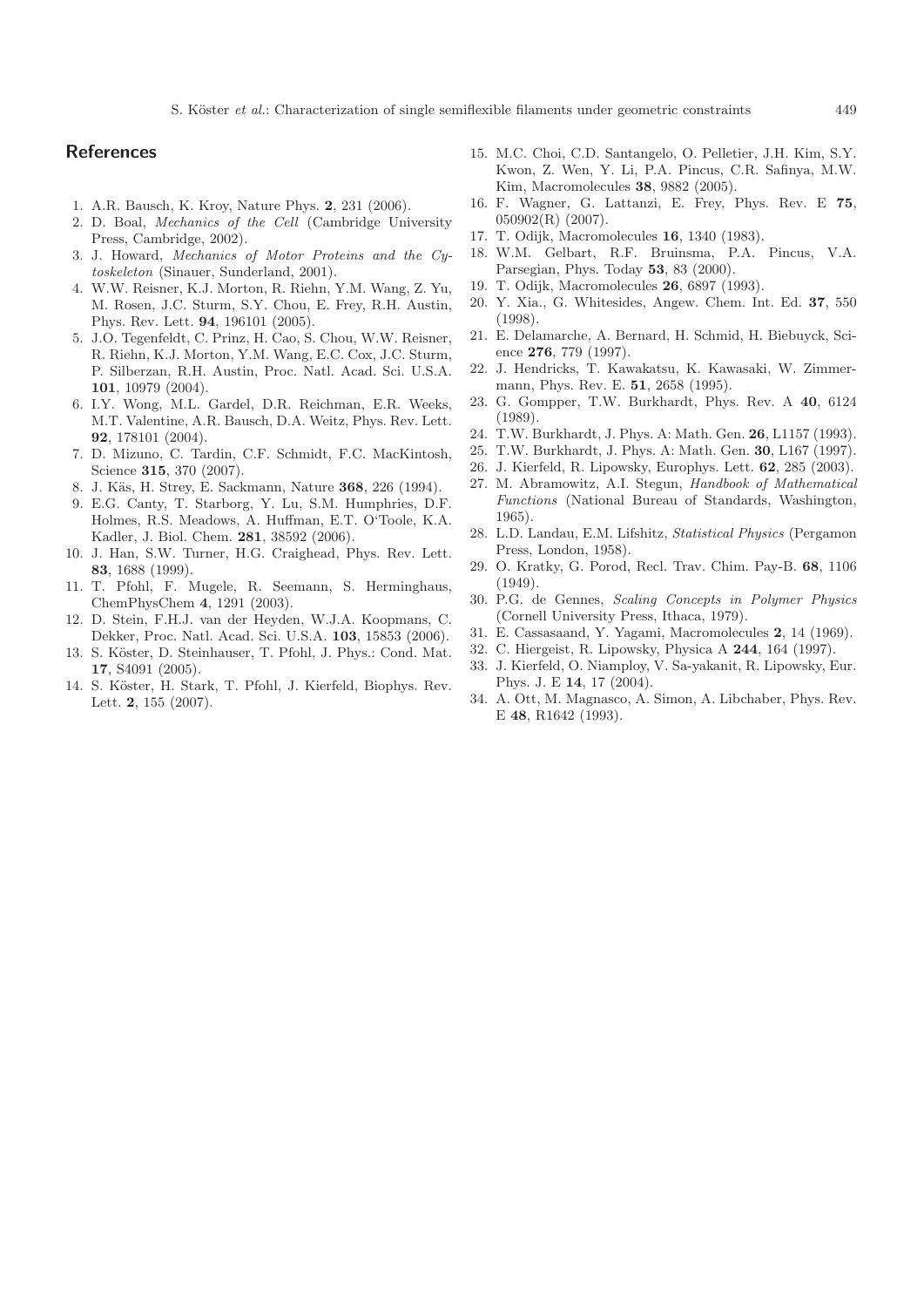## References

1. A.R. Bausch, K. Kroy, Nature Phys. **2**, 231 (2006).
2. D. Boal, *Mechanics of the Cell* (Cambridge University Press, Cambridge, 2002).
3. J. Howard, *Mechanics of Motor Proteins and the Cytoskeleton* (Sinauer, Sunderland, 2001).
4. W.W. Reisner, K.J. Morton, R. Riehn, Y.M. Wang, Z. Yu, M. Rosen, J.C. Sturm, S.Y. Chou, E. Frey, R.H. Austin, Phys. Rev. Lett. **94**, 196101 (2005).
5. J.O. Tegenfeldt, C. Prinz, H. Cao, S. Chou, W.W. Reisner, R. Riehn, K.J. Morton, Y.M. Wang, E.C. Cox, J.C. Sturm, P. Silberzan, R.H. Austin, Proc. Natl. Acad. Sci. U.S.A. **101**, 10979 (2004).
6. I.Y. Wong, M.L. Gardel, D.R. Reichman, E.R. Weeks, M.T. Valentine, A.R. Bausch, D.A. Weitz, Phys. Rev. Lett. **92**, 178101 (2004).
7. D. Mizuno, C. Tardin, C.F. Schmidt, F.C. MacKintosh, Science **315**, 370 (2007).
8. J. Käs, H. Strey, E. Sackmann, Nature **368**, 226 (1994).
9. E.G. Canty, T. Starborg, Y. Lu, S.M. Humphries, D.F. Holmes, R.S. Meadows, A. Huffman, E.T. O'Toole, K.A. Kadler, J. Biol. Chem. **281**, 38592 (2006).
10. J. Han, S.W. Turner, H.G. Craighead, Phys. Rev. Lett. **83**, 1688 (1999).
11. T. Pfohl, F. Mugele, R. Seemann, S. Herminghaus, ChemPhysChem **4**, 1291 (2003).
12. D. Stein, F.H.J. van der Heyden, W.J.A. Koopmans, C. Dekker, Proc. Natl. Acad. Sci. U.S.A. **103**, 15853 (2006).
13. S. Köster, D. Steinhauser, T. Pfohl, J. Phys.: Cond. Mat. **17**, S4091 (2005).
14. S. Köster, H. Stark, T. Pfohl, J. Kierfeld, Biophys. Rev. Lett. **2**, 155 (2007).
15. M.C. Choi, C.D. Santangelo, O. Pelletier, J.H. Kim, S.Y. Kwon, Z. Wen, Y. Li, P.A. Pincus, C.R. Safinya, M.W. Kim, Macromolecules **38**, 9882 (2005).
16. F. Wagner, G. Lattanzi, E. Frey, Phys. Rev. E **75**, 050902(R) (2007).
17. T. Odijk, Macromolecules **16**, 1340 (1983).
18. W.M. Gelbart, R.F. Bruinsma, P.A. Pincus, V.A. Parsegian, Phys. Today **53**, 83 (2000).
19. T. Odijk, Macromolecules **26**, 6897 (1993).
20. Y. Xia., G. Whitesides, Angew. Chem. Int. Ed. **37**, 550 (1998).
21. E. Delamarche, A. Bernard, H. Schmid, H. Biebuyck, Science **276**, 779 (1997).
22. J. Hendricks, T. Kawakatsu, K. Kawasaki, W. Zimmermann, Phys. Rev. E. **51**, 2658 (1995).
23. G. Gompper, T.W. Burkhardt, Phys. Rev. A **40**, 6124 (1989).
24. T.W. Burkhardt, J. Phys. A: Math. Gen. **26**, L1157 (1993).
25. T.W. Burkhardt, J. Phys. A: Math. Gen. **30**, L167 (1997).
26. J. Kierfeld, R. Lipowsky, Europhys. Lett. **62**, 285 (2003).
27. M. Abramowitz, A.I. Stegun, *Handbook of Mathematical Functions* (National Bureau of Standards, Washington, 1965).
28. L.D. Landau, E.M. Lifshitz, *Statistical Physics* (Pergamon Press, London, 1958).
29. O. Kratky, G. Porod, Recl. Trav. Chim. Pay-B. **68**, 1106 (1949).
30. P.G. de Gennes, *Scaling Concepts in Polymer Physics* (Cornell University Press, Ithaca, 1979).
31. E. Cassasaand, Y. Yagami, Macromolecules **2**, 14 (1969).
32. C. Hiergeist, R. Lipowsky, Physica A **244**, 164 (1997).
33. J. Kierfeld, O. Niamploy, V. Sa-yakanit, R. Lipowsky, Eur. Phys. J. E **14**, 17 (2004).
34. A. Ott, M. Magnasco, A. Simon, A. Libchaber, Phys. Rev. E **48**, R1642 (1993).